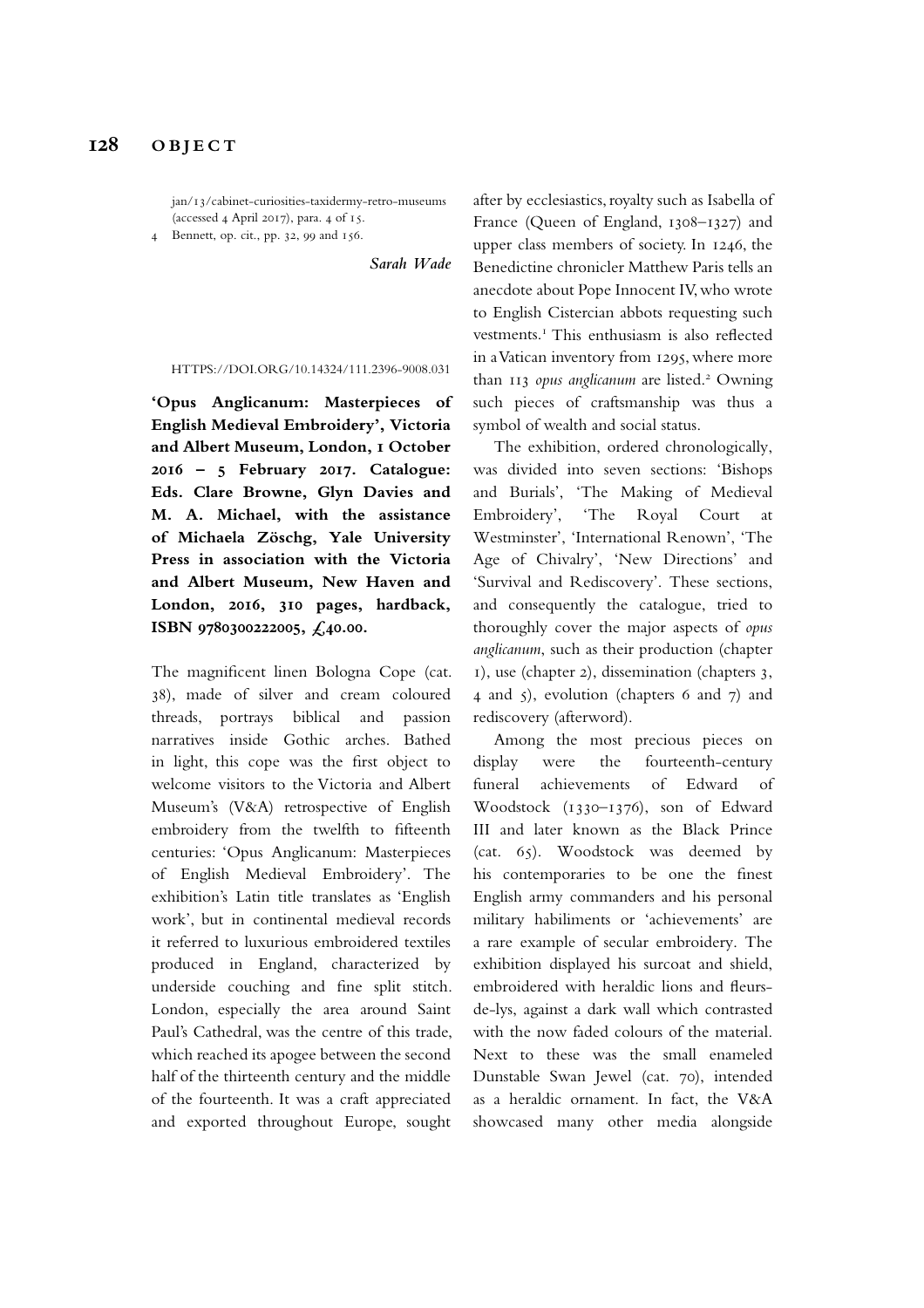jan/13/cabinet-curiosities-taxidermy-retro-museums (accessed 4 April 2017), para. 4 of 15.

4 Bennett, op. cit., pp. 32, 99 and 156.

*Sarah Wade*

HTTPS://DOI.ORG/10.14324/111.2396-9008.031

**'Opus Anglicanum: Masterpieces of English Medieval Embroidery', Victoria and Albert Museum, London, 1 October 2016 – 5 February 2017. Catalogue: Eds. Clare Browne, Glyn Davies and M. A. Michael, with the assistance of Michaela Zöschg, Yale University Press in association with the Victoria and Albert Museum, New Haven and London, 2016, 310 pages, hardback, ISBN 9780300222005, £40.00.**

The magnificent linen Bologna Cope (cat. 38), made of silver and cream coloured threads, portrays biblical and passion narratives inside Gothic arches. Bathed in light, this cope was the first object to welcome visitors to the Victoria and Albert Museum's (V&A) retrospective of English embroidery from the twelfth to fifteenth centuries: 'Opus Anglicanum: Masterpieces of English Medieval Embroidery'. The exhibition's Latin title translates as 'English work', but in continental medieval records it referred to luxurious embroidered textiles produced in England, characterized by underside couching and fine split stitch. London, especially the area around Saint Paul's Cathedral, was the centre of this trade, which reached its apogee between the second half of the thirteenth century and the middle of the fourteenth. It was a craft appreciated and exported throughout Europe, sought after by ecclesiastics, royalty such as Isabella of France (Queen of England, 1308–1327) and upper class members of society. In 1246, the Benedictine chronicler Matthew Paris tells an anecdote about Pope Innocent IV, who wrote to English Cistercian abbots requesting such vestments.[1] This enthusiasm is also reflected in a Vatican inventory from 1295, where more than 113 *opus anglicanum* are listed.[2] Owning such pieces of craftsmanship was thus a symbol of wealth and social status.

The exhibition, ordered chronologically, was divided into seven sections: 'Bishops and Burials', 'The Making of Medieval Embroidery', 'The Royal Court at Westminster', 'International Renown', 'The Age of Chivalry', 'New Directions' and 'Survival and Rediscovery'. These sections, and consequently the catalogue, tried to thoroughly cover the major aspects of *opus anglicanum*, such as their production (chapter 1), use (chapter 2), dissemination (chapters 3, 4 and 5), evolution (chapters 6 and 7) and rediscovery (afterword).

Among the most precious pieces on display were the fourteenth-century funeral achievements of Edward of Woodstock (1330–1376), son of Edward III and later known as the Black Prince (cat. 65). Woodstock was deemed by his contemporaries to be one the finest English army commanders and his personal military habiliments or 'achievements' are a rare example of secular embroidery. The exhibition displayed his surcoat and shield, embroidered with heraldic lions and fleurs-de-lys, against a dark wall which contrasted with the now faded colours of the material. Next to these was the small enameled Dunstable Swan Jewel (cat. 70), intended as a heraldic ornament. In fact, the V&A showcased many other media alongside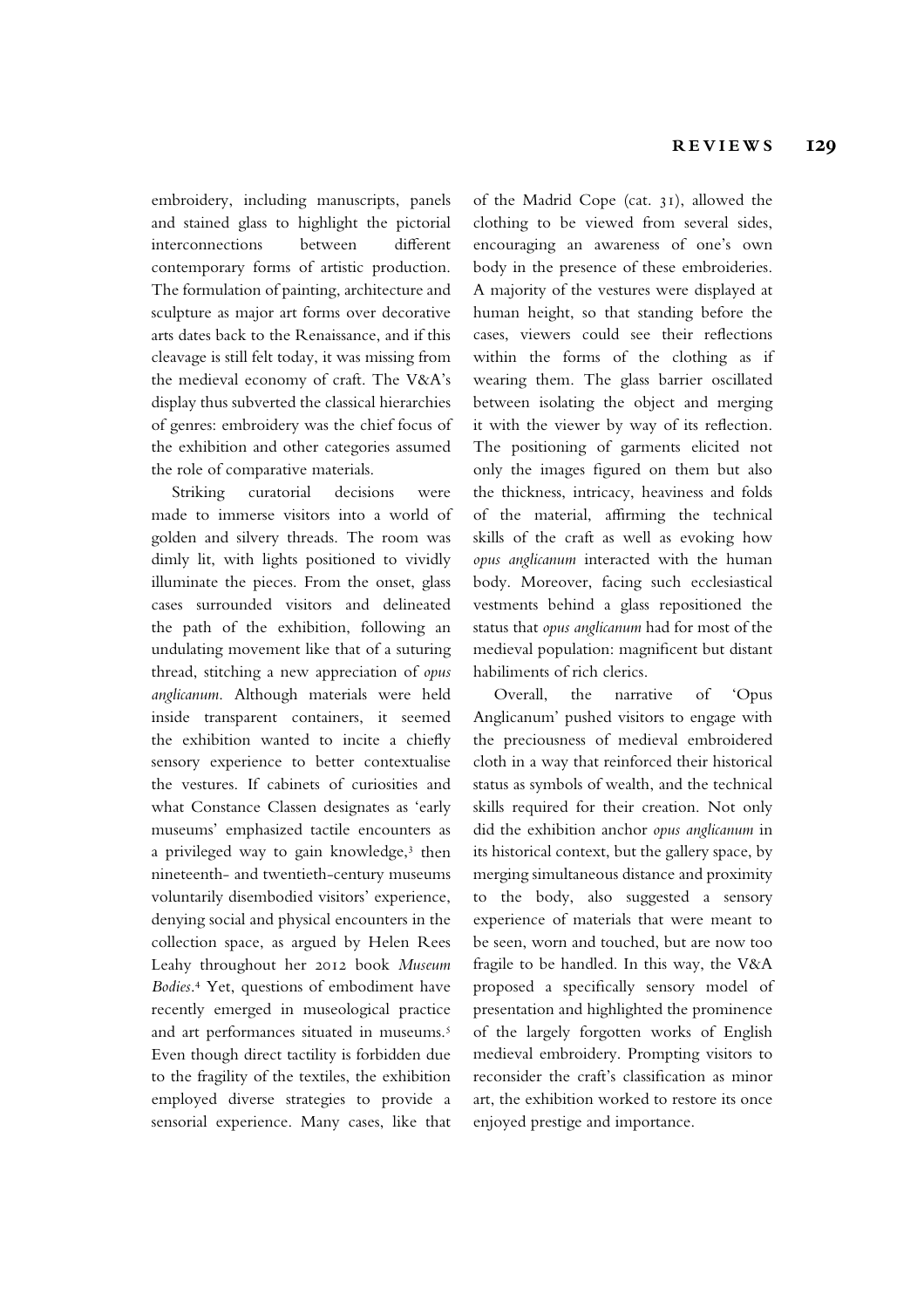embroidery, including manuscripts, panels and stained glass to highlight the pictorial interconnections between different contemporary forms of artistic production. The formulation of painting, architecture and sculpture as major art forms over decorative arts dates back to the Renaissance, and if this cleavage is still felt today, it was missing from the medieval economy of craft. The V&A's display thus subverted the classical hierarchies of genres: embroidery was the chief focus of the exhibition and other categories assumed the role of comparative materials.

Striking curatorial decisions were made to immerse visitors into a world of golden and silvery threads. The room was dimly lit, with lights positioned to vividly illuminate the pieces. From the onset, glass cases surrounded visitors and delineated the path of the exhibition, following an undulating movement like that of a suturing thread, stitching a new appreciation of *opus anglicanum*. Although materials were held inside transparent containers, it seemed the exhibition wanted to incite a chiefly sensory experience to better contextualise the vestures. If cabinets of curiosities and what Constance Classen designates as 'early museums' emphasized tactile encounters as a privileged way to gain knowledge,[3] then nineteenth- and twentieth-century museums voluntarily disembodied visitors' experience, denying social and physical encounters in the collection space, as argued by Helen Rees Leahy throughout her 2012 book *Museum Bodies*.[4] Yet, questions of embodiment have recently emerged in museological practice and art performances situated in museums.[5] Even though direct tactility is forbidden due to the fragility of the textiles, the exhibition employed diverse strategies to provide a sensorial experience. Many cases, like that of the Madrid Cope (cat. 31), allowed the clothing to be viewed from several sides, encouraging an awareness of one's own body in the presence of these embroideries. A majority of the vestures were displayed at human height, so that standing before the cases, viewers could see their reflections within the forms of the clothing as if wearing them. The glass barrier oscillated between isolating the object and merging it with the viewer by way of its reflection. The positioning of garments elicited not only the images figured on them but also the thickness, intricacy, heaviness and folds of the material, affirming the technical skills of the craft as well as evoking how *opus anglicanum* interacted with the human body. Moreover, facing such ecclesiastical vestments behind a glass repositioned the status that *opus anglicanum* had for most of the medieval population: magnificent but distant habiliments of rich clerics.

Overall, the narrative of 'Opus Anglicanum' pushed visitors to engage with the preciousness of medieval embroidered cloth in a way that reinforced their historical status as symbols of wealth, and the technical skills required for their creation. Not only did the exhibition anchor *opus anglicanum* in its historical context, but the gallery space, by merging simultaneous distance and proximity to the body, also suggested a sensory experience of materials that were meant to be seen, worn and touched, but are now too fragile to be handled. In this way, the V&A proposed a specifically sensory model of presentation and highlighted the prominence of the largely forgotten works of English medieval embroidery. Prompting visitors to reconsider the craft's classification as minor art, the exhibition worked to restore its once enjoyed prestige and importance.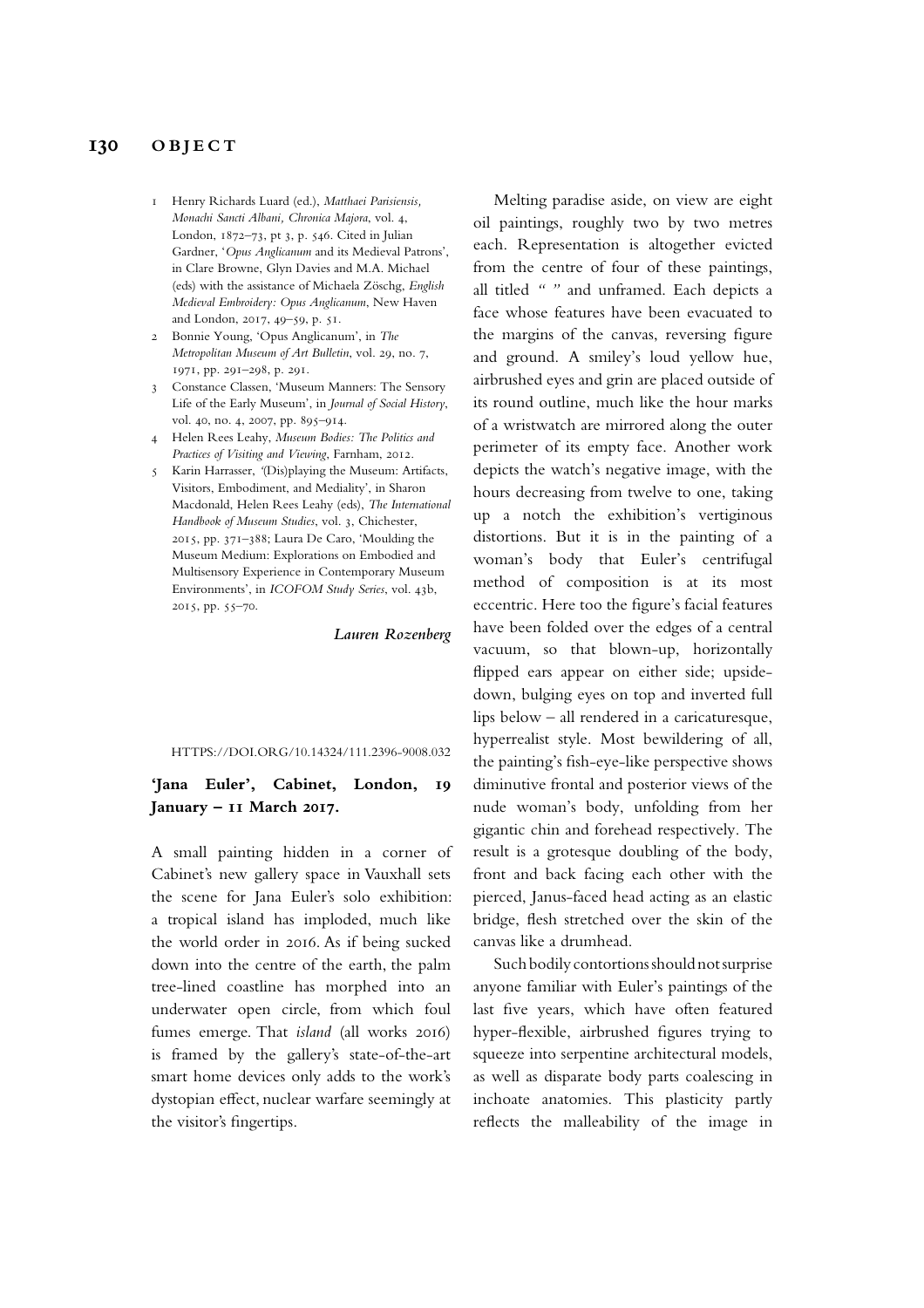1. Henry Richards Luard (ed.), *Matthaei Parisiensis, Monachi Sancti Albani, Chronica Majora*, vol. 4, London, 1872–73, pt 3, p. 546. Cited in Julian Gardner, '*Opus Anglicanum* and its Medieval Patrons', in Clare Browne, Glyn Davies and M.A. Michael (eds) with the assistance of Michaela Zöschg, *English Medieval Embroidery: Opus Anglicanum*, New Haven and London, 2017, 49–59, p. 51.
2. Bonnie Young, 'Opus Anglicanum', in *The Metropolitan Museum of Art Bulletin*, vol. 29, no. 7, 1971, pp. 291–298, p. 291.
3. Constance Classen, 'Museum Manners: The Sensory Life of the Early Museum', in *Journal of Social History*, vol. 40, no. 4, 2007, pp. 895–914.
4. Helen Rees Leahy, *Museum Bodies: The Politics and Practices of Visiting and Viewing*, Farnham, 2012.
5. Karin Harrasser, '(Dis)playing the Museum: Artifacts, Visitors, Embodiment, and Mediality', in Sharon Macdonald, Helen Rees Leahy (eds), *The International Handbook of Museum Studies*, vol. 3, Chichester, 2015, pp. 371–388; Laura De Caro, 'Moulding the Museum Medium: Explorations on Embodied and Multisensory Experience in Contemporary Museum Environments', in *ICOFOM Study Series*, vol. 43b, 2015, pp. 55–70.

*Lauren Rozenberg*

HTTPS://DOI.ORG/10.14324/111.2396-9008.032

## 'Jana Euler', Cabinet, London, 19 January – 11 March 2017.

A small painting hidden in a corner of Cabinet's new gallery space in Vauxhall sets the scene for Jana Euler's solo exhibition: a tropical island has imploded, much like the world order in 2016. As if being sucked down into the centre of the earth, the palm tree-lined coastline has morphed into an underwater open circle, from which foul fumes emerge. That *island* (all works 2016) is framed by the gallery's state-of-the-art smart home devices only adds to the work's dystopian effect, nuclear warfare seemingly at the visitor's fingertips.

Melting paradise aside, on view are eight oil paintings, roughly two by two metres each. Representation is altogether evicted from the centre of four of these paintings, all titled " " and unframed. Each depicts a face whose features have been evacuated to the margins of the canvas, reversing figure and ground. A smiley's loud yellow hue, airbrushed eyes and grin are placed outside of its round outline, much like the hour marks of a wristwatch are mirrored along the outer perimeter of its empty face. Another work depicts the watch's negative image, with the hours decreasing from twelve to one, taking up a notch the exhibition's vertiginous distortions. But it is in the painting of a woman's body that Euler's centrifugal method of composition is at its most eccentric. Here too the figure's facial features have been folded over the edges of a central vacuum, so that blown-up, horizontally flipped ears appear on either side; upside-down, bulging eyes on top and inverted full lips below – all rendered in a caricaturesque, hyperrealist style. Most bewildering of all, the painting's fish-eye-like perspective shows diminutive frontal and posterior views of the nude woman's body, unfolding from her gigantic chin and forehead respectively. The result is a grotesque doubling of the body, front and back facing each other with the pierced, Janus-faced head acting as an elastic bridge, flesh stretched over the skin of the canvas like a drumhead.

Such bodily contortions should not surprise anyone familiar with Euler's paintings of the last five years, which have often featured hyper-flexible, airbrushed figures trying to squeeze into serpentine architectural models, as well as disparate body parts coalescing in inchoate anatomies. This plasticity partly reflects the malleability of the image in